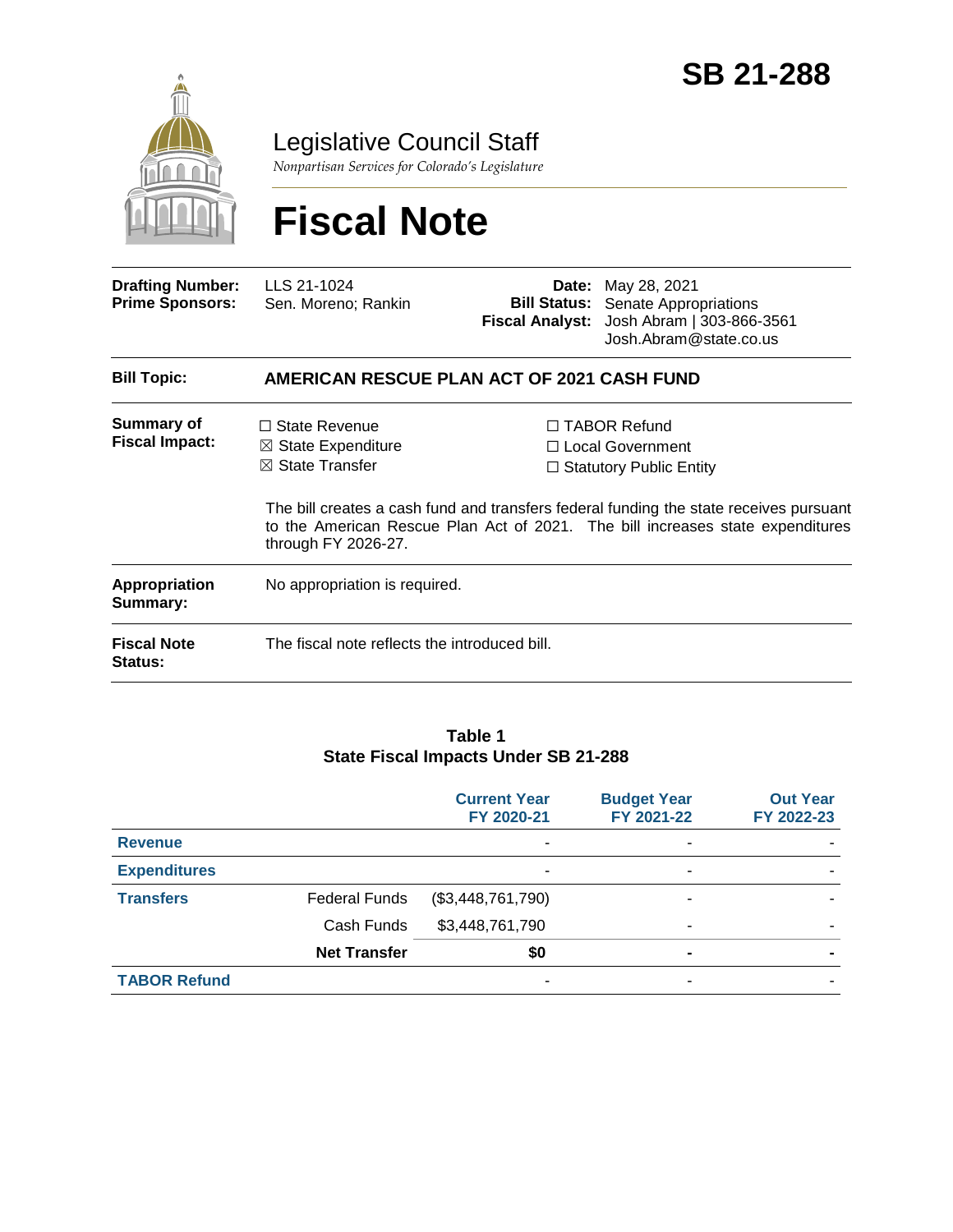# SB 21-288

## Legislative Council Staff

*Nonpartisan Services for Colorado's Legislature*

# Fiscal Note

| | | | |
|---|---|---|---|
| **Drafting Number:** | LLS 21-1024 | **Date:** | May 28, 2021 |
| **Prime Sponsors:** | Sen. Moreno; Rankin | **Bill Status:** | Senate Appropriations |
| | | **Fiscal Analyst:** | Josh Abram \| 303-866-3561 Josh.Abram@state.co.us |

**Bill Topic:** **AMERICAN RESCUE PLAN ACT OF 2021 CASH FUND**

**Summary of Fiscal Impact:**

- ☐ State Revenue
- ☒ State Expenditure
- ☒ State Transfer
- ☐ TABOR Refund
- ☐ Local Government
- ☐ Statutory Public Entity

The bill creates a cash fund and transfers federal funding the state receives pursuant to the American Rescue Plan Act of 2021. The bill increases state expenditures through FY 2026-27.

**Appropriation Summary:** No appropriation is required.

**Fiscal Note Status:** The fiscal note reflects the introduced bill.

**Table 1**
**State Fiscal Impacts Under SB 21-288**

| | | Current Year FY 2020-21 | Budget Year FY 2021-22 | Out Year FY 2022-23 |
|---|---|---|---|---|
| **Revenue** | | - | - | - |
| **Expenditures** | | - | - | - |
| **Transfers** | Federal Funds | ($3,448,761,790) | - | - |
| | Cash Funds | $3,448,761,790 | - | - |
| | **Net Transfer** | **$0** | **-** | **-** |
| **TABOR Refund** | | - | - | - |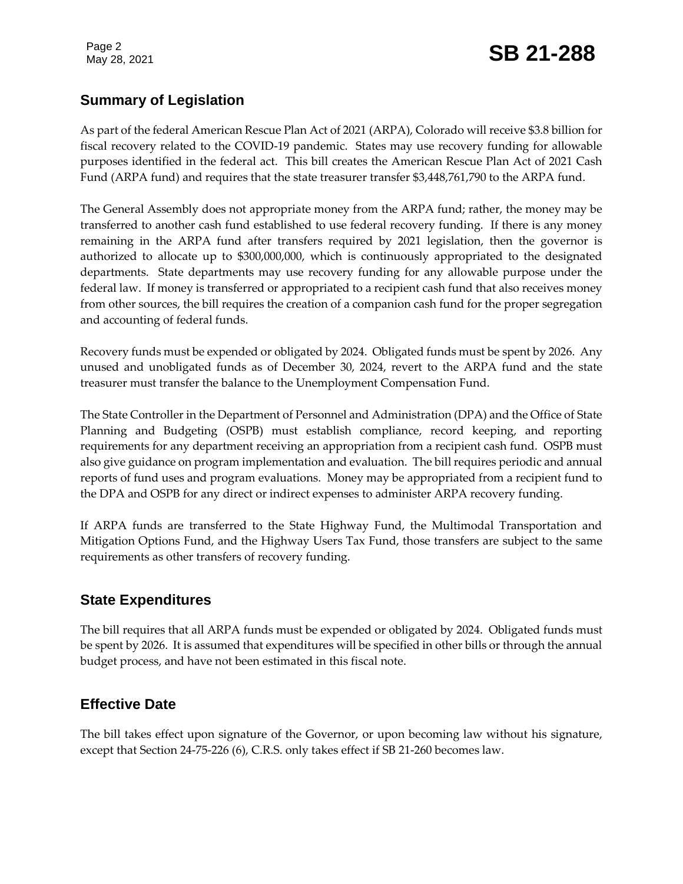## Summary of Legislation

As part of the federal American Rescue Plan Act of 2021 (ARPA), Colorado will receive $3.8 billion for fiscal recovery related to the COVID-19 pandemic. States may use recovery funding for allowable purposes identified in the federal act. This bill creates the American Rescue Plan Act of 2021 Cash Fund (ARPA fund) and requires that the state treasurer transfer $3,448,761,790 to the ARPA fund.

The General Assembly does not appropriate money from the ARPA fund; rather, the money may be transferred to another cash fund established to use federal recovery funding. If there is any money remaining in the ARPA fund after transfers required by 2021 legislation, then the governor is authorized to allocate up to $300,000,000, which is continuously appropriated to the designated departments. State departments may use recovery funding for any allowable purpose under the federal law. If money is transferred or appropriated to a recipient cash fund that also receives money from other sources, the bill requires the creation of a companion cash fund for the proper segregation and accounting of federal funds.

Recovery funds must be expended or obligated by 2024. Obligated funds must be spent by 2026. Any unused and unobligated funds as of December 30, 2024, revert to the ARPA fund and the state treasurer must transfer the balance to the Unemployment Compensation Fund.

The State Controller in the Department of Personnel and Administration (DPA) and the Office of State Planning and Budgeting (OSPB) must establish compliance, record keeping, and reporting requirements for any department receiving an appropriation from a recipient cash fund. OSPB must also give guidance on program implementation and evaluation. The bill requires periodic and annual reports of fund uses and program evaluations. Money may be appropriated from a recipient fund to the DPA and OSPB for any direct or indirect expenses to administer ARPA recovery funding.

If ARPA funds are transferred to the State Highway Fund, the Multimodal Transportation and Mitigation Options Fund, and the Highway Users Tax Fund, those transfers are subject to the same requirements as other transfers of recovery funding.

## State Expenditures

The bill requires that all ARPA funds must be expended or obligated by 2024. Obligated funds must be spent by 2026. It is assumed that expenditures will be specified in other bills or through the annual budget process, and have not been estimated in this fiscal note.

## Effective Date

The bill takes effect upon signature of the Governor, or upon becoming law without his signature, except that Section 24-75-226 (6), C.R.S. only takes effect if SB 21-260 becomes law.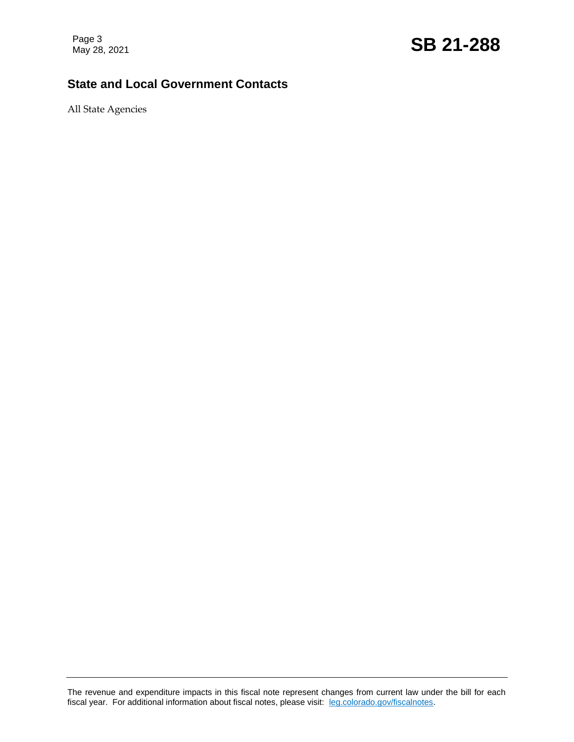## State and Local Government Contacts

All State Agencies